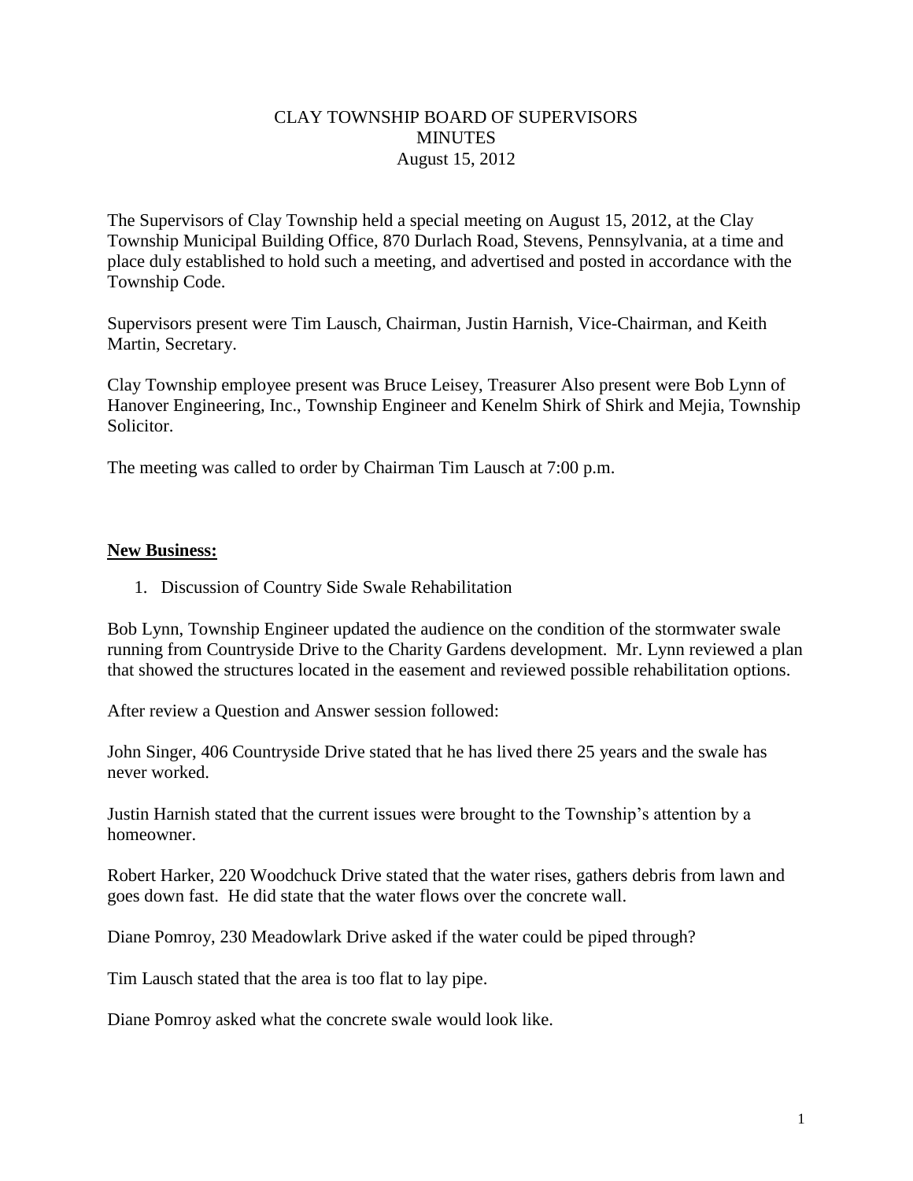# CLAY TOWNSHIP BOARD OF SUPERVISORS
## MINUTES
### August 15, 2012

The Supervisors of Clay Township held a special meeting on August 15, 2012, at the Clay Township Municipal Building Office, 870 Durlach Road, Stevens, Pennsylvania, at a time and place duly established to hold such a meeting, and advertised and posted in accordance with the Township Code.

Supervisors present were Tim Lausch, Chairman, Justin Harnish, Vice-Chairman, and Keith Martin, Secretary.

Clay Township employee present was Bruce Leisey, Treasurer Also present were Bob Lynn of Hanover Engineering, Inc., Township Engineer and Kenelm Shirk of Shirk and Mejia, Township Solicitor.

The meeting was called to order by Chairman Tim Lausch at 7:00 p.m.

**New Business:**

1. Discussion of Country Side Swale Rehabilitation

Bob Lynn, Township Engineer updated the audience on the condition of the stormwater swale running from Countryside Drive to the Charity Gardens development. Mr. Lynn reviewed a plan that showed the structures located in the easement and reviewed possible rehabilitation options.

After review a Question and Answer session followed:

John Singer, 406 Countryside Drive stated that he has lived there 25 years and the swale has never worked.

Justin Harnish stated that the current issues were brought to the Township's attention by a homeowner.

Robert Harker, 220 Woodchuck Drive stated that the water rises, gathers debris from lawn and goes down fast. He did state that the water flows over the concrete wall.

Diane Pomroy, 230 Meadowlark Drive asked if the water could be piped through?

Tim Lausch stated that the area is too flat to lay pipe.

Diane Pomroy asked what the concrete swale would look like.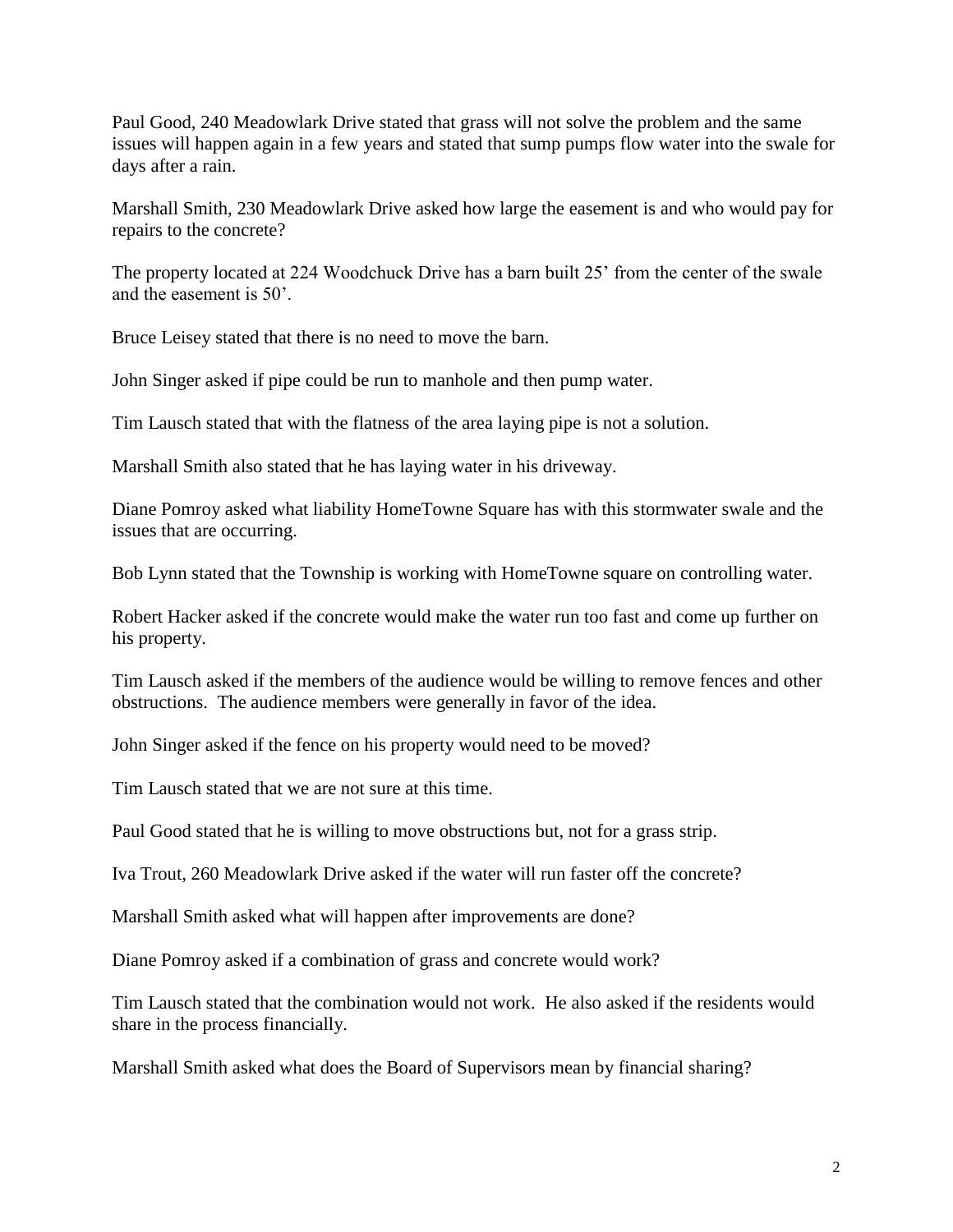Paul Good, 240 Meadowlark Drive stated that grass will not solve the problem and the same issues will happen again in a few years and stated that sump pumps flow water into the swale for days after a rain.

Marshall Smith, 230 Meadowlark Drive asked how large the easement is and who would pay for repairs to the concrete?

The property located at 224 Woodchuck Drive has a barn built 25' from the center of the swale and the easement is 50'.

Bruce Leisey stated that there is no need to move the barn.

John Singer asked if pipe could be run to manhole and then pump water.

Tim Lausch stated that with the flatness of the area laying pipe is not a solution.

Marshall Smith also stated that he has laying water in his driveway.

Diane Pomroy asked what liability HomeTowne Square has with this stormwater swale and the issues that are occurring.

Bob Lynn stated that the Township is working with HomeTowne square on controlling water.

Robert Hacker asked if the concrete would make the water run too fast and come up further on his property.

Tim Lausch asked if the members of the audience would be willing to remove fences and other obstructions. The audience members were generally in favor of the idea.

John Singer asked if the fence on his property would need to be moved?

Tim Lausch stated that we are not sure at this time.

Paul Good stated that he is willing to move obstructions but, not for a grass strip.

Iva Trout, 260 Meadowlark Drive asked if the water will run faster off the concrete?

Marshall Smith asked what will happen after improvements are done?

Diane Pomroy asked if a combination of grass and concrete would work?

Tim Lausch stated that the combination would not work. He also asked if the residents would share in the process financially.

Marshall Smith asked what does the Board of Supervisors mean by financial sharing?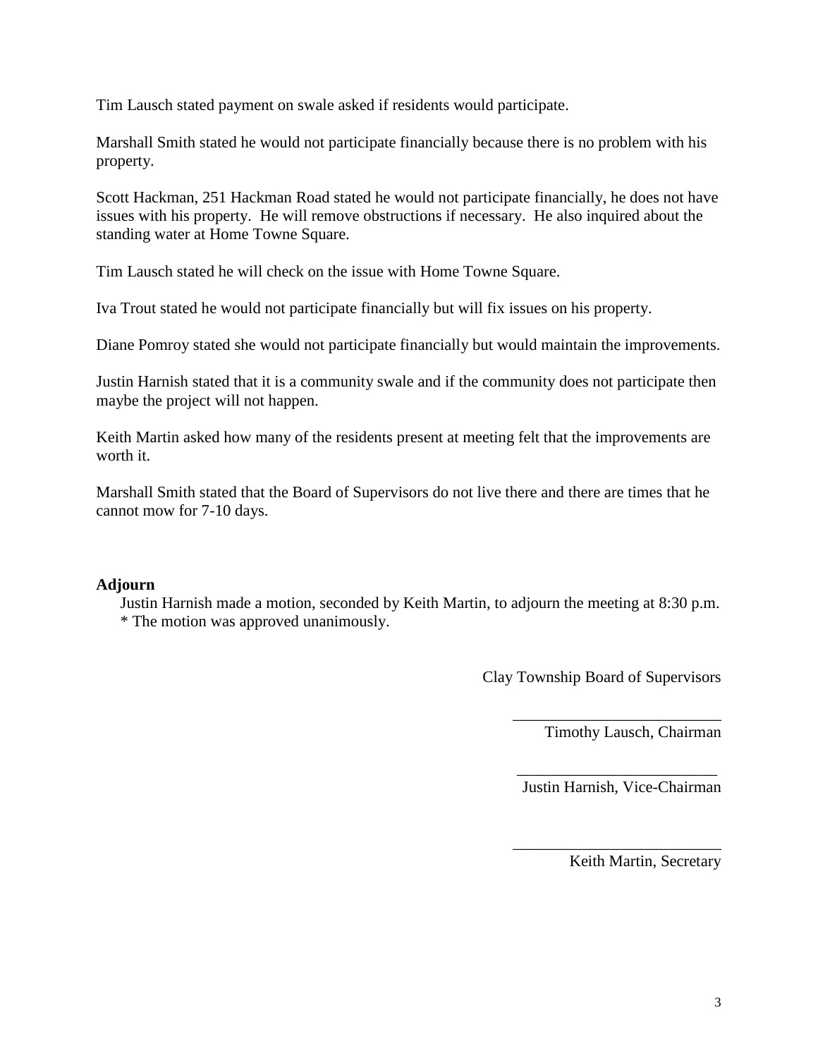Tim Lausch stated payment on swale asked if residents would participate.

Marshall Smith stated he would not participate financially because there is no problem with his property.

Scott Hackman, 251 Hackman Road stated he would not participate financially, he does not have issues with his property. He will remove obstructions if necessary. He also inquired about the standing water at Home Towne Square.

Tim Lausch stated he will check on the issue with Home Towne Square.

Iva Trout stated he would not participate financially but will fix issues on his property.

Diane Pomroy stated she would not participate financially but would maintain the improvements.

Justin Harnish stated that it is a community swale and if the community does not participate then maybe the project will not happen.

Keith Martin asked how many of the residents present at meeting felt that the improvements are worth it.

Marshall Smith stated that the Board of Supervisors do not live there and there are times that he cannot mow for 7-10 days.

**Adjourn**

Justin Harnish made a motion, seconded by Keith Martin, to adjourn the meeting at 8:30 p.m.
* The motion was approved unanimously.

Clay Township Board of Supervisors

\_\_\_\_\_\_\_\_\_\_\_\_\_\_\_\_\_\_\_\_\_\_\_\_\_\_
Timothy Lausch, Chairman

\_\_\_\_\_\_\_\_\_\_\_\_\_\_\_\_\_\_\_\_\_\_\_\_\_\_
Justin Harnish, Vice-Chairman

\_\_\_\_\_\_\_\_\_\_\_\_\_\_\_\_\_\_\_\_\_\_\_\_\_\_
Keith Martin, Secretary